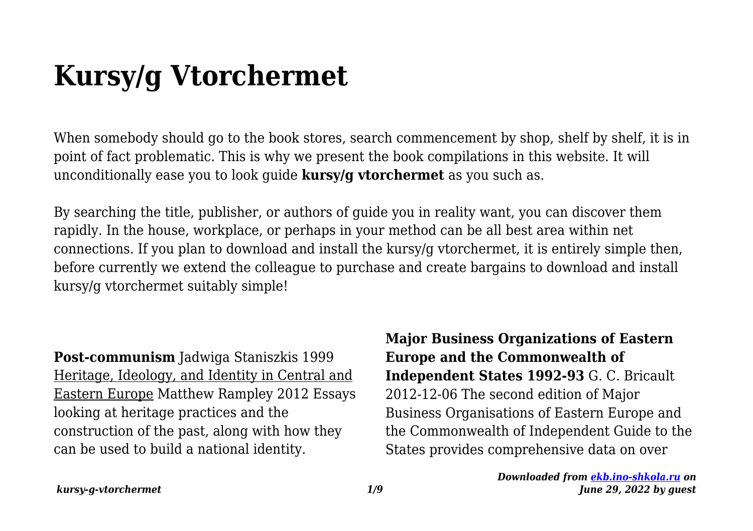# Kursy/g Vtorchermet

When somebody should go to the book stores, search commencement by shop, shelf by shelf, it is in point of fact problematic. This is why we present the book compilations in this website. It will unconditionally ease you to look guide **kursy/g vtorchermet** as you such as.

By searching the title, publisher, or authors of guide you in reality want, you can discover them rapidly. In the house, workplace, or perhaps in your method can be all best area within net connections. If you plan to download and install the kursy/g vtorchermet, it is entirely simple then, before currently we extend the colleague to purchase and create bargains to download and install kursy/g vtorchermet suitably simple!

**Post-communism** Jadwiga Staniszkis 1999

Heritage, Ideology, and Identity in Central and Eastern Europe Matthew Rampley 2012 Essays looking at heritage practices and the construction of the past, along with how they can be used to build a national identity.

**Major Business Organizations of Eastern Europe and the Commonwealth of Independent States 1992-93** G. C. Bricault 2012-12-06 The second edition of Major Business Organisations of Eastern Europe and the Commonwealth of Independent Guide to the States provides comprehensive data on over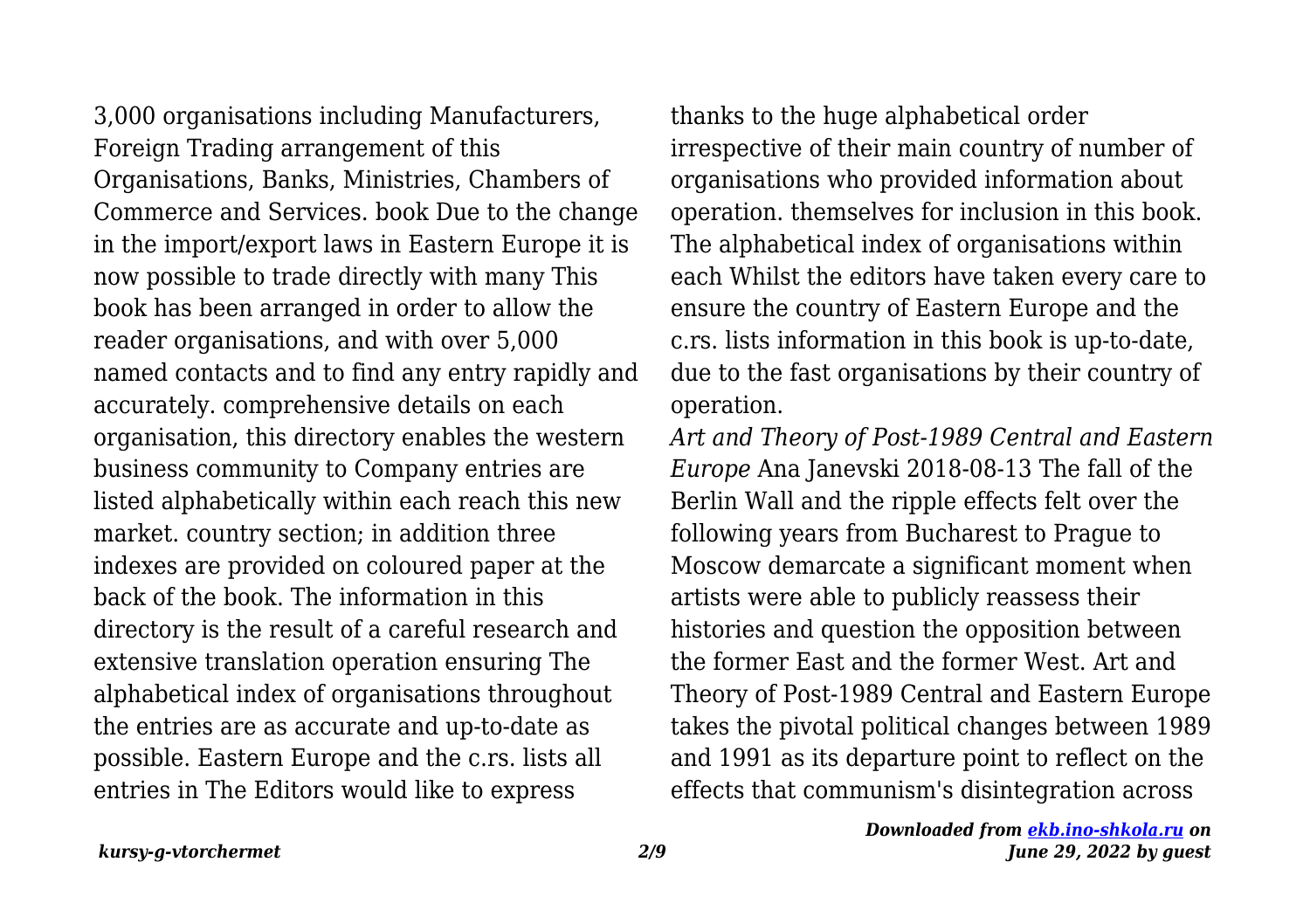3,000 organisations including Manufacturers, Foreign Trading arrangement of this Organisations, Banks, Ministries, Chambers of Commerce and Services. book Due to the change in the import/export laws in Eastern Europe it is now possible to trade directly with many This book has been arranged in order to allow the reader organisations, and with over 5,000 named contacts and to find any entry rapidly and accurately. comprehensive details on each organisation, this directory enables the western business community to Company entries are listed alphabetically within each reach this new market. country section; in addition three indexes are provided on coloured paper at the back of the book. The information in this directory is the result of a careful research and extensive translation operation ensuring The alphabetical index of organisations throughout the entries are as accurate and up-to-date as possible. Eastern Europe and the c.rs. lists all entries in The Editors would like to express thanks to the huge alphabetical order irrespective of their main country of number of organisations who provided information about operation. themselves for inclusion in this book. The alphabetical index of organisations within each Whilst the editors have taken every care to ensure the country of Eastern Europe and the c.rs. lists information in this book is up-to-date, due to the fast organisations by their country of operation.

*Art and Theory of Post-1989 Central and Eastern Europe* Ana Janevski 2018-08-13 The fall of the Berlin Wall and the ripple effects felt over the following years from Bucharest to Prague to Moscow demarcate a significant moment when artists were able to publicly reassess their histories and question the opposition between the former East and the former West. Art and Theory of Post-1989 Central and Eastern Europe takes the pivotal political changes between 1989 and 1991 as its departure point to reflect on the effects that communism's disintegration across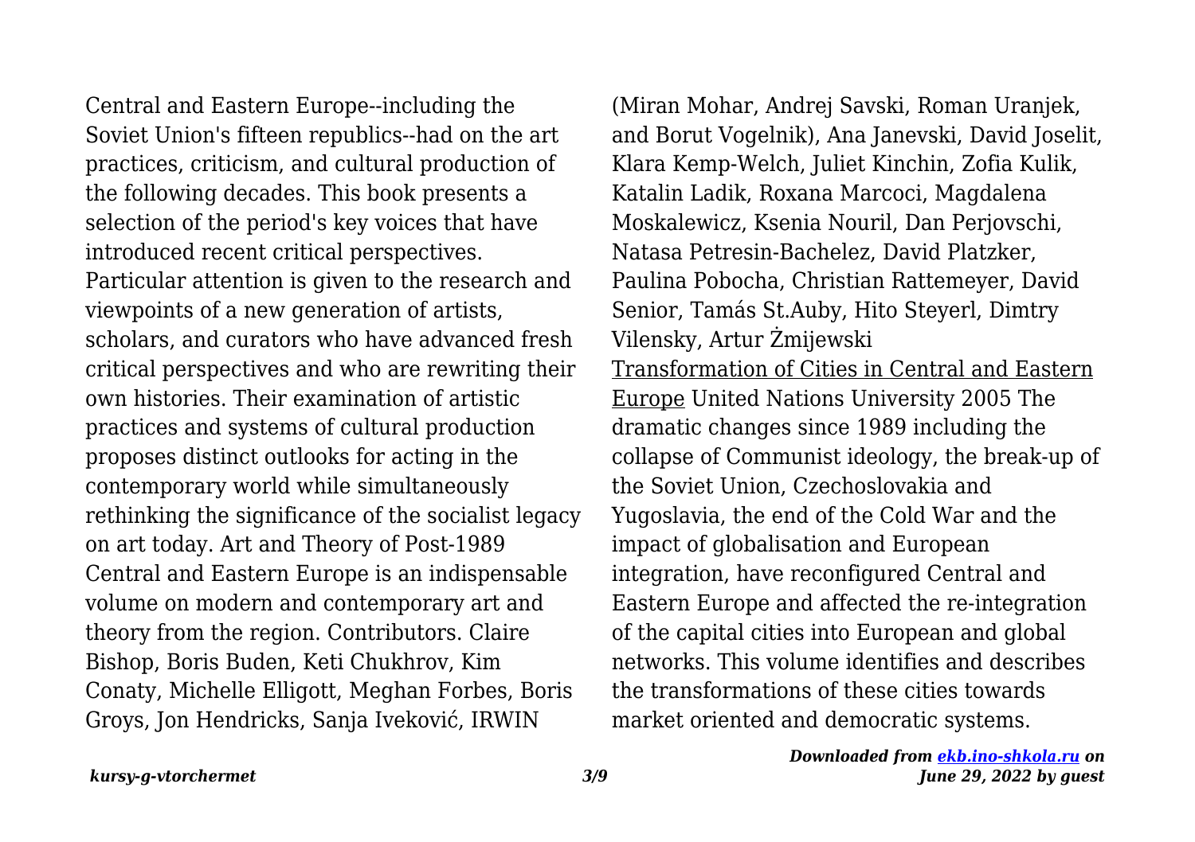Central and Eastern Europe--including the Soviet Union's fifteen republics--had on the art practices, criticism, and cultural production of the following decades. This book presents a selection of the period's key voices that have introduced recent critical perspectives. Particular attention is given to the research and viewpoints of a new generation of artists, scholars, and curators who have advanced fresh critical perspectives and who are rewriting their own histories. Their examination of artistic practices and systems of cultural production proposes distinct outlooks for acting in the contemporary world while simultaneously rethinking the significance of the socialist legacy on art today. Art and Theory of Post-1989 Central and Eastern Europe is an indispensable volume on modern and contemporary art and theory from the region. Contributors. Claire Bishop, Boris Buden, Keti Chukhrov, Kim Conaty, Michelle Elligott, Meghan Forbes, Boris Groys, Jon Hendricks, Sanja Iveković, IRWIN (Miran Mohar, Andrej Savski, Roman Uranjek, and Borut Vogelnik), Ana Janevski, David Joselit, Klara Kemp-Welch, Juliet Kinchin, Zofia Kulik, Katalin Ladik, Roxana Marcoci, Magdalena Moskalewicz, Ksenia Nouril, Dan Perjovschi, Natasa Petresin-Bachelez, David Platzker, Paulina Pobocha, Christian Rattemeyer, David Senior, Tamás St.Auby, Hito Steyerl, Dimtry Vilensky, Artur Żmijewski

Transformation of Cities in Central and Eastern Europe United Nations University 2005 The dramatic changes since 1989 including the collapse of Communist ideology, the break-up of the Soviet Union, Czechoslovakia and Yugoslavia, the end of the Cold War and the impact of globalisation and European integration, have reconfigured Central and Eastern Europe and affected the re-integration of the capital cities into European and global networks. This volume identifies and describes the transformations of these cities towards market oriented and democratic systems.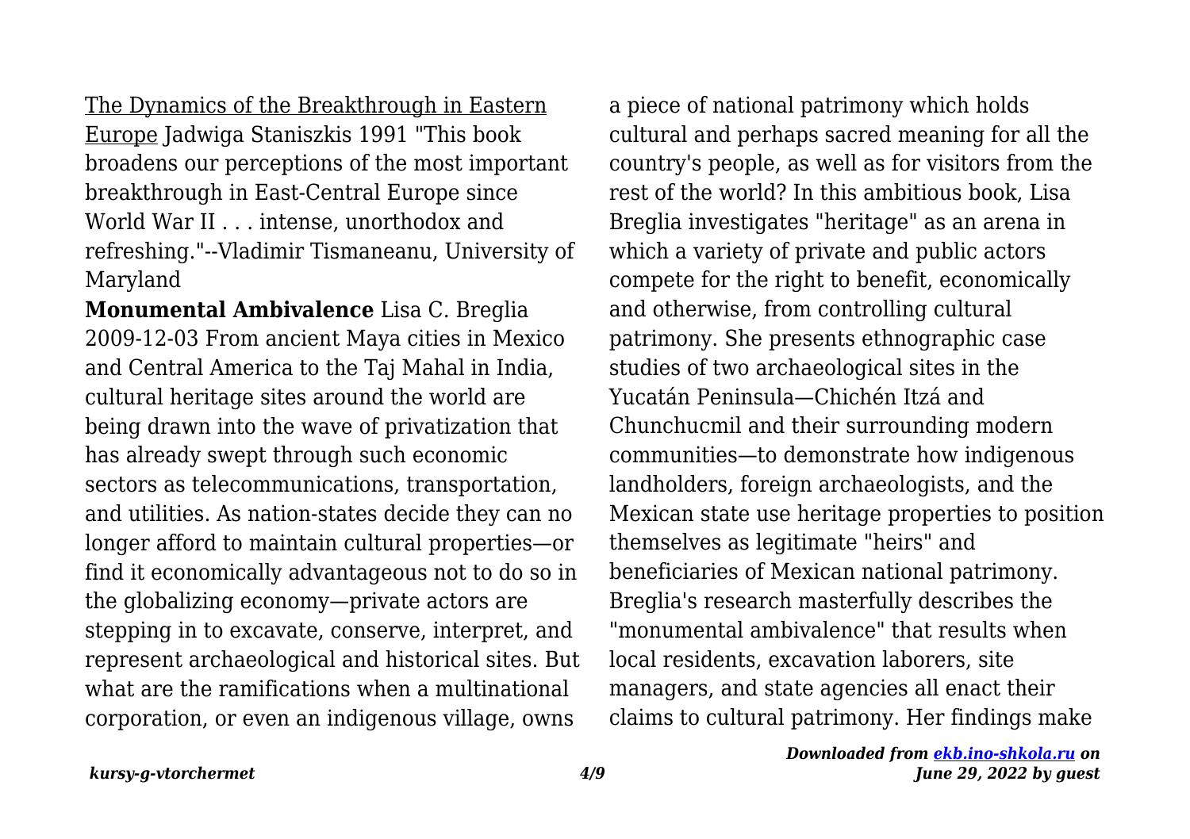The Dynamics of the Breakthrough in Eastern Europe Jadwiga Staniszkis 1991 "This book broadens our perceptions of the most important breakthrough in East-Central Europe since World War II . . . intense, unorthodox and refreshing."--Vladimir Tismaneanu, University of Maryland

**Monumental Ambivalence** Lisa C. Breglia 2009-12-03 From ancient Maya cities in Mexico and Central America to the Taj Mahal in India, cultural heritage sites around the world are being drawn into the wave of privatization that has already swept through such economic sectors as telecommunications, transportation, and utilities. As nation-states decide they can no longer afford to maintain cultural properties—or find it economically advantageous not to do so in the globalizing economy—private actors are stepping in to excavate, conserve, interpret, and represent archaeological and historical sites. But what are the ramifications when a multinational corporation, or even an indigenous village, owns a piece of national patrimony which holds cultural and perhaps sacred meaning for all the country's people, as well as for visitors from the rest of the world? In this ambitious book, Lisa Breglia investigates "heritage" as an arena in which a variety of private and public actors compete for the right to benefit, economically and otherwise, from controlling cultural patrimony. She presents ethnographic case studies of two archaeological sites in the Yucatán Peninsula—Chichén Itzá and Chunchucmil and their surrounding modern communities—to demonstrate how indigenous landholders, foreign archaeologists, and the Mexican state use heritage properties to position themselves as legitimate "heirs" and beneficiaries of Mexican national patrimony. Breglia's research masterfully describes the "monumental ambivalence" that results when local residents, excavation laborers, site managers, and state agencies all enact their claims to cultural patrimony. Her findings make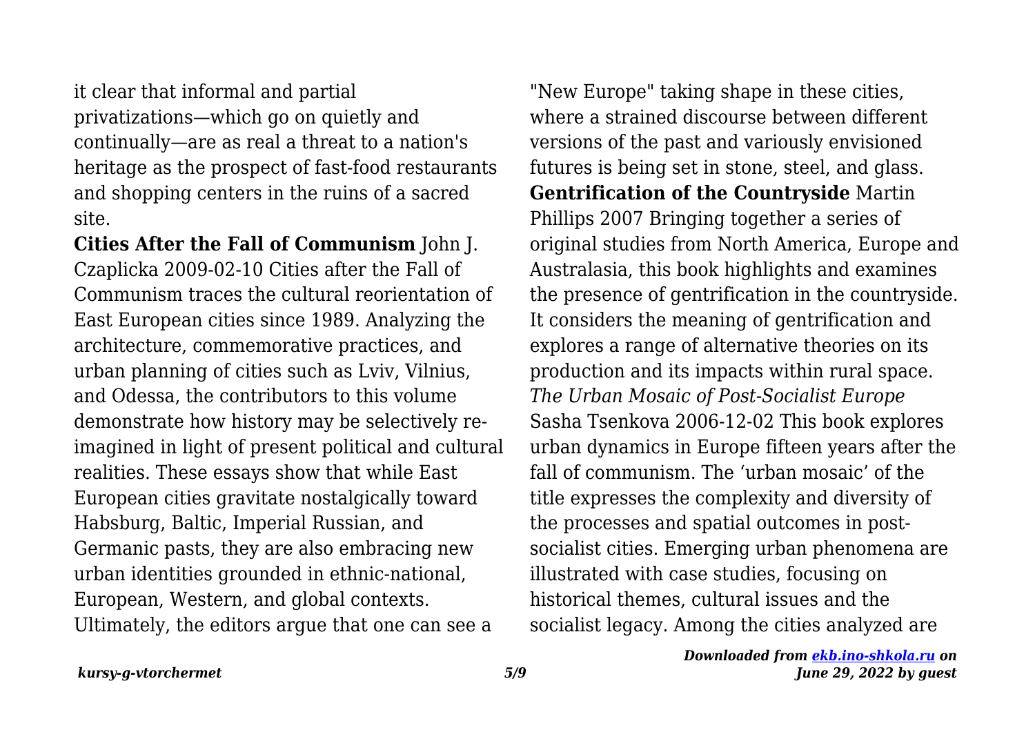it clear that informal and partial privatizations—which go on quietly and continually—are as real a threat to a nation's heritage as the prospect of fast-food restaurants and shopping centers in the ruins of a sacred site.

**Cities After the Fall of Communism** John J. Czaplicka 2009-02-10 Cities after the Fall of Communism traces the cultural reorientation of East European cities since 1989. Analyzing the architecture, commemorative practices, and urban planning of cities such as Lviv, Vilnius, and Odessa, the contributors to this volume demonstrate how history may be selectively re-imagined in light of present political and cultural realities. These essays show that while East European cities gravitate nostalgically toward Habsburg, Baltic, Imperial Russian, and Germanic pasts, they are also embracing new urban identities grounded in ethnic-national, European, Western, and global contexts. Ultimately, the editors argue that one can see a "New Europe" taking shape in these cities, where a strained discourse between different versions of the past and variously envisioned futures is being set in stone, steel, and glass.

**Gentrification of the Countryside** Martin Phillips 2007 Bringing together a series of original studies from North America, Europe and Australasia, this book highlights and examines the presence of gentrification in the countryside. It considers the meaning of gentrification and explores a range of alternative theories on its production and its impacts within rural space.

*The Urban Mosaic of Post-Socialist Europe* Sasha Tsenkova 2006-12-02 This book explores urban dynamics in Europe fifteen years after the fall of communism. The 'urban mosaic' of the title expresses the complexity and diversity of the processes and spatial outcomes in post-socialist cities. Emerging urban phenomena are illustrated with case studies, focusing on historical themes, cultural issues and the socialist legacy. Among the cities analyzed are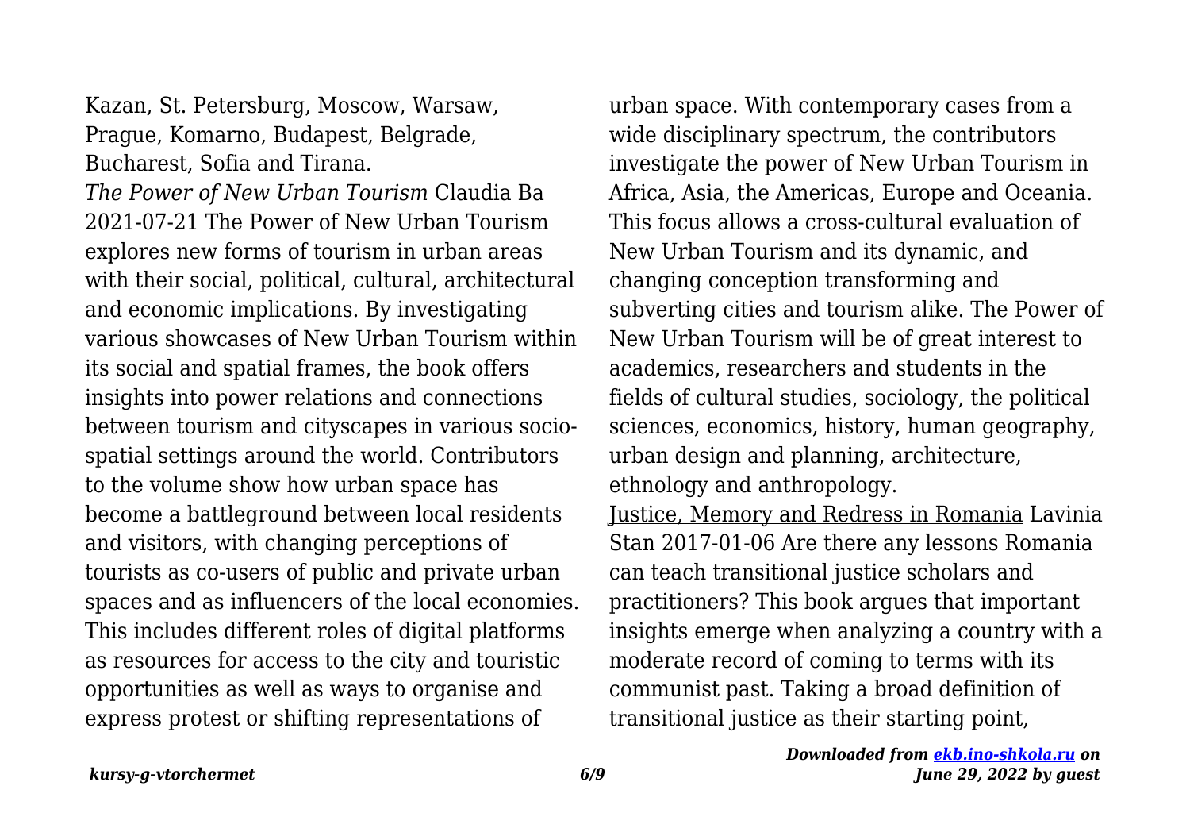Kazan, St. Petersburg, Moscow, Warsaw, Prague, Komarno, Budapest, Belgrade, Bucharest, Sofia and Tirana.

*The Power of New Urban Tourism* Claudia Ba 2021-07-21 The Power of New Urban Tourism explores new forms of tourism in urban areas with their social, political, cultural, architectural and economic implications. By investigating various showcases of New Urban Tourism within its social and spatial frames, the book offers insights into power relations and connections between tourism and cityscapes in various socio-spatial settings around the world. Contributors to the volume show how urban space has become a battleground between local residents and visitors, with changing perceptions of tourists as co-users of public and private urban spaces and as influencers of the local economies. This includes different roles of digital platforms as resources for access to the city and touristic opportunities as well as ways to organise and express protest or shifting representations of urban space. With contemporary cases from a wide disciplinary spectrum, the contributors investigate the power of New Urban Tourism in Africa, Asia, the Americas, Europe and Oceania. This focus allows a cross-cultural evaluation of New Urban Tourism and its dynamic, and changing conception transforming and subverting cities and tourism alike. The Power of New Urban Tourism will be of great interest to academics, researchers and students in the fields of cultural studies, sociology, the political sciences, economics, history, human geography, urban design and planning, architecture, ethnology and anthropology.

Justice, Memory and Redress in Romania Lavinia Stan 2017-01-06 Are there any lessons Romania can teach transitional justice scholars and practitioners? This book argues that important insights emerge when analyzing a country with a moderate record of coming to terms with its communist past. Taking a broad definition of transitional justice as their starting point,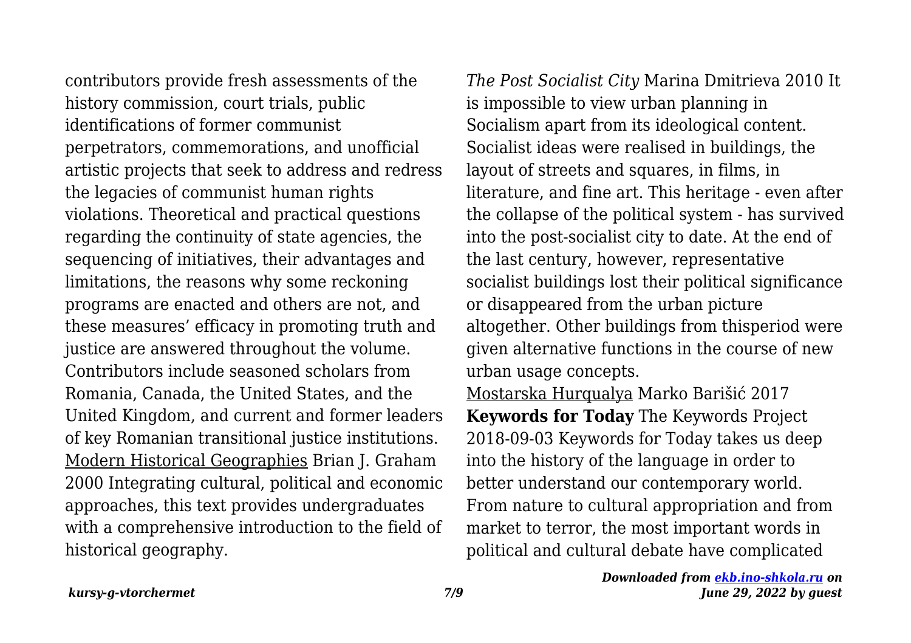contributors provide fresh assessments of the history commission, court trials, public identifications of former communist perpetrators, commemorations, and unofficial artistic projects that seek to address and redress the legacies of communist human rights violations. Theoretical and practical questions regarding the continuity of state agencies, the sequencing of initiatives, their advantages and limitations, the reasons why some reckoning programs are enacted and others are not, and these measures' efficacy in promoting truth and justice are answered throughout the volume. Contributors include seasoned scholars from Romania, Canada, the United States, and the United Kingdom, and current and former leaders of key Romanian transitional justice institutions.

Modern Historical Geographies Brian J. Graham 2000 Integrating cultural, political and economic approaches, this text provides undergraduates with a comprehensive introduction to the field of historical geography.

*The Post Socialist City* Marina Dmitrieva 2010 It is impossible to view urban planning in Socialism apart from its ideological content. Socialist ideas were realised in buildings, the layout of streets and squares, in films, in literature, and fine art. This heritage - even after the collapse of the political system - has survived into the post-socialist city to date. At the end of the last century, however, representative socialist buildings lost their political significance or disappeared from the urban picture altogether. Other buildings from thisperiod were given alternative functions in the course of new urban usage concepts.

Mostarska Hurqualya Marko Barišić 2017

**Keywords for Today** The Keywords Project 2018-09-03 Keywords for Today takes us deep into the history of the language in order to better understand our contemporary world. From nature to cultural appropriation and from market to terror, the most important words in political and cultural debate have complicated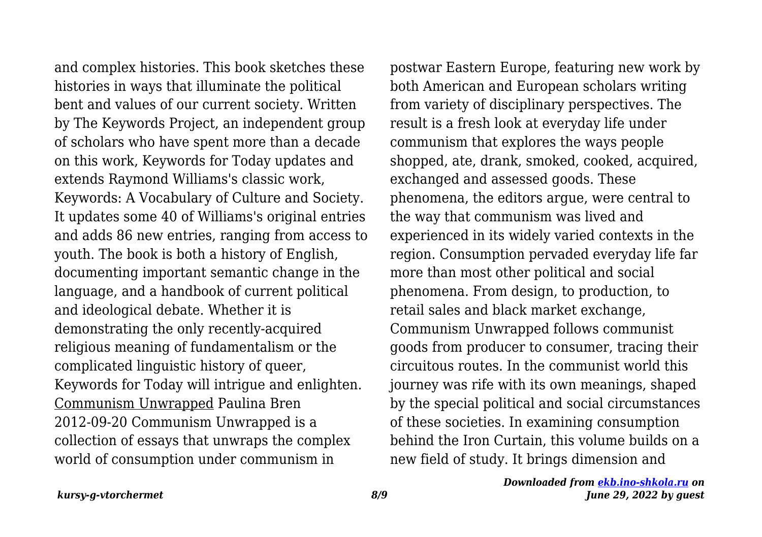and complex histories. This book sketches these histories in ways that illuminate the political bent and values of our current society. Written by The Keywords Project, an independent group of scholars who have spent more than a decade on this work, Keywords for Today updates and extends Raymond Williams's classic work, Keywords: A Vocabulary of Culture and Society. It updates some 40 of Williams's original entries and adds 86 new entries, ranging from access to youth. The book is both a history of English, documenting important semantic change in the language, and a handbook of current political and ideological debate. Whether it is demonstrating the only recently-acquired religious meaning of fundamentalism or the complicated linguistic history of queer, Keywords for Today will intrigue and enlighten.

Communism Unwrapped Paulina Bren 2012-09-20 Communism Unwrapped is a collection of essays that unwraps the complex world of consumption under communism in postwar Eastern Europe, featuring new work by both American and European scholars writing from variety of disciplinary perspectives. The result is a fresh look at everyday life under communism that explores the ways people shopped, ate, drank, smoked, cooked, acquired, exchanged and assessed goods. These phenomena, the editors argue, were central to the way that communism was lived and experienced in its widely varied contexts in the region. Consumption pervaded everyday life far more than most other political and social phenomena. From design, to production, to retail sales and black market exchange, Communism Unwrapped follows communist goods from producer to consumer, tracing their circuitous routes. In the communist world this journey was rife with its own meanings, shaped by the special political and social circumstances of these societies. In examining consumption behind the Iron Curtain, this volume builds on a new field of study. It brings dimension and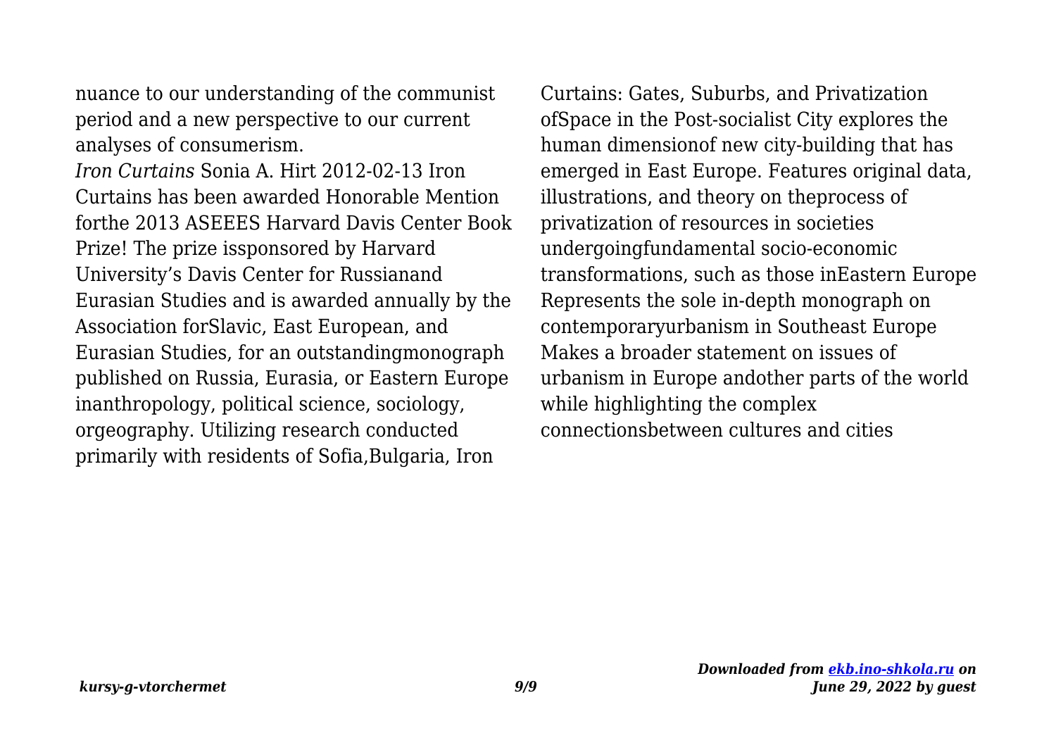nuance to our understanding of the communist period and a new perspective to our current analyses of consumerism.

*Iron Curtains* Sonia A. Hirt 2012-02-13 Iron Curtains has been awarded Honorable Mention forthe 2013 ASEEES Harvard Davis Center Book Prize! The prize issponsored by Harvard University's Davis Center for Russianand Eurasian Studies and is awarded annually by the Association forSlavic, East European, and Eurasian Studies, for an outstandingmonograph published on Russia, Eurasia, or Eastern Europe inanthropology, political science, sociology, orgeography. Utilizing research conducted primarily with residents of Sofia,Bulgaria, Iron Curtains: Gates, Suburbs, and Privatization ofSpace in the Post-socialist City explores the human dimensionof new city-building that has emerged in East Europe. Features original data, illustrations, and theory on theprocess of privatization of resources in societies undergoingfundamental socio-economic transformations, such as those inEastern Europe Represents the sole in-depth monograph on contemporaryurbanism in Southeast Europe Makes a broader statement on issues of urbanism in Europe andother parts of the world while highlighting the complex connectionsbetween cultures and cities